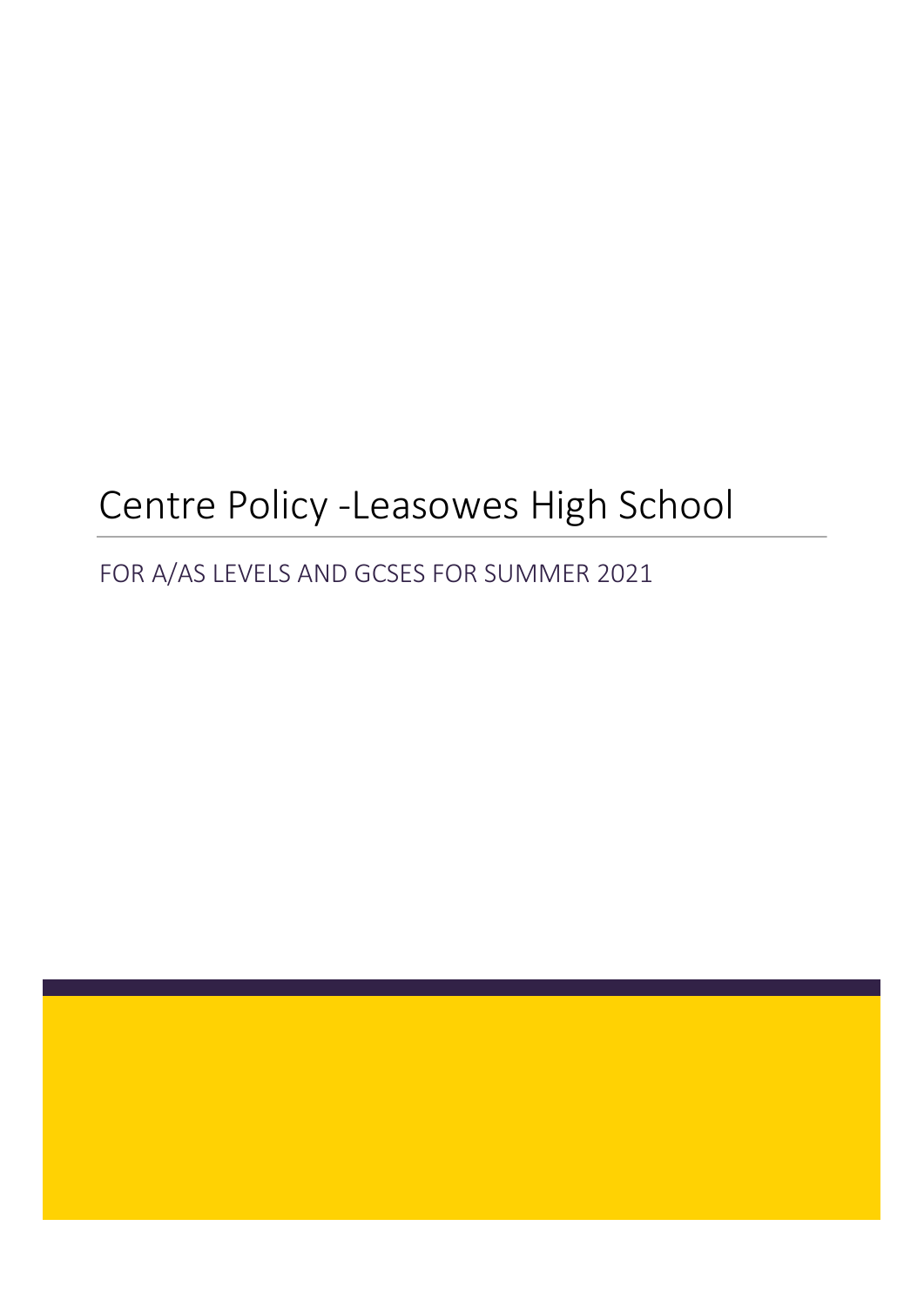# Centre Policy -Leasowes High School

FOR A/AS LEVELS AND GCSES FOR SUMMER 2021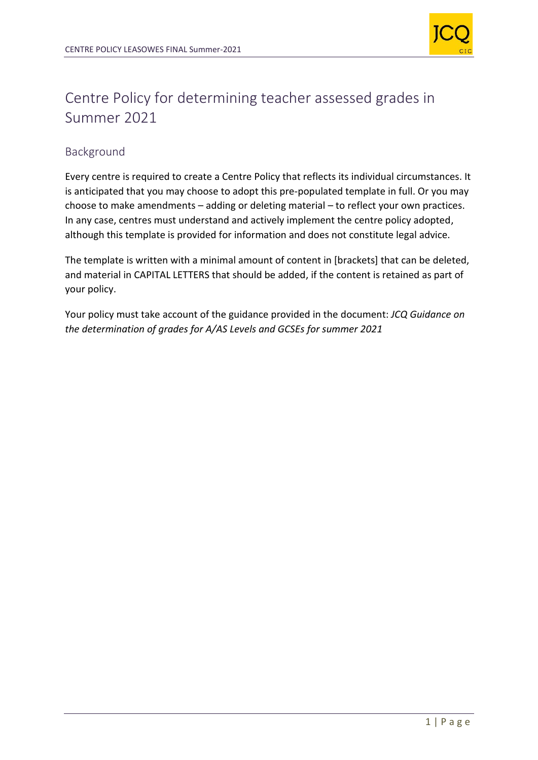# Centre Policy for determining teacher assessed grades in Summer 2021

## Background

Every centre is required to create a Centre Policy that reflects its individual circumstances. It is anticipated that you may choose to adopt this pre-populated template in full. Or you may choose to make amendments – adding or deleting material – to reflect your own practices. In any case, centres must understand and actively implement the centre policy adopted, although this template is provided for information and does not constitute legal advice.

The template is written with a minimal amount of content in [brackets] that can be deleted, and material in CAPITAL LETTERS that should be added, if the content is retained as part of your policy.

Your policy must take account of the guidance provided in the document: *JCQ Guidance on the determination of grades for A/AS Levels and GCSEs for summer 2021*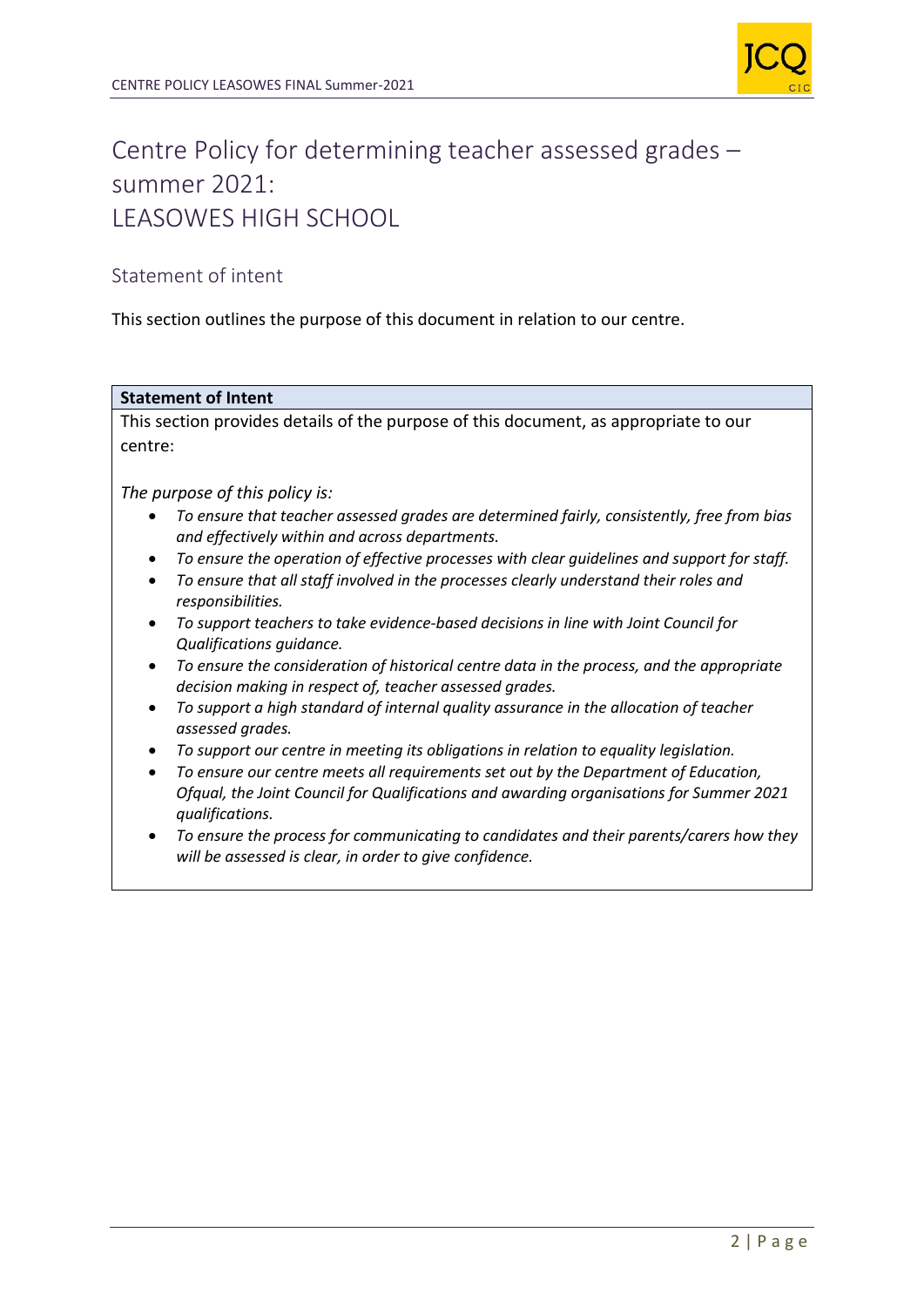# Centre Policy for determining teacher assessed grades – summer 2021: LEASOWES HIGH SCHOOL

## Statement of intent

This section outlines the purpose of this document in relation to our centre.

| **Statement of Intent** |
|---|
| This section provides details of the purpose of this document, as appropriate to our centre:<br><br>*The purpose of this policy is:*<br>• *To ensure that teacher assessed grades are determined fairly, consistently, free from bias and effectively within and across departments.*<br>• *To ensure the operation of effective processes with clear guidelines and support for staff.*<br>• *To ensure that all staff involved in the processes clearly understand their roles and responsibilities.*<br>• *To support teachers to take evidence-based decisions in line with Joint Council for Qualifications guidance.*<br>• *To ensure the consideration of historical centre data in the process, and the appropriate decision making in respect of, teacher assessed grades.*<br>• *To support a high standard of internal quality assurance in the allocation of teacher assessed grades.*<br>• *To support our centre in meeting its obligations in relation to equality legislation.*<br>• *To ensure our centre meets all requirements set out by the Department of Education, Ofqual, the Joint Council for Qualifications and awarding organisations for Summer 2021 qualifications.*<br>• *To ensure the process for communicating to candidates and their parents/carers how they will be assessed is clear, in order to give confidence.* |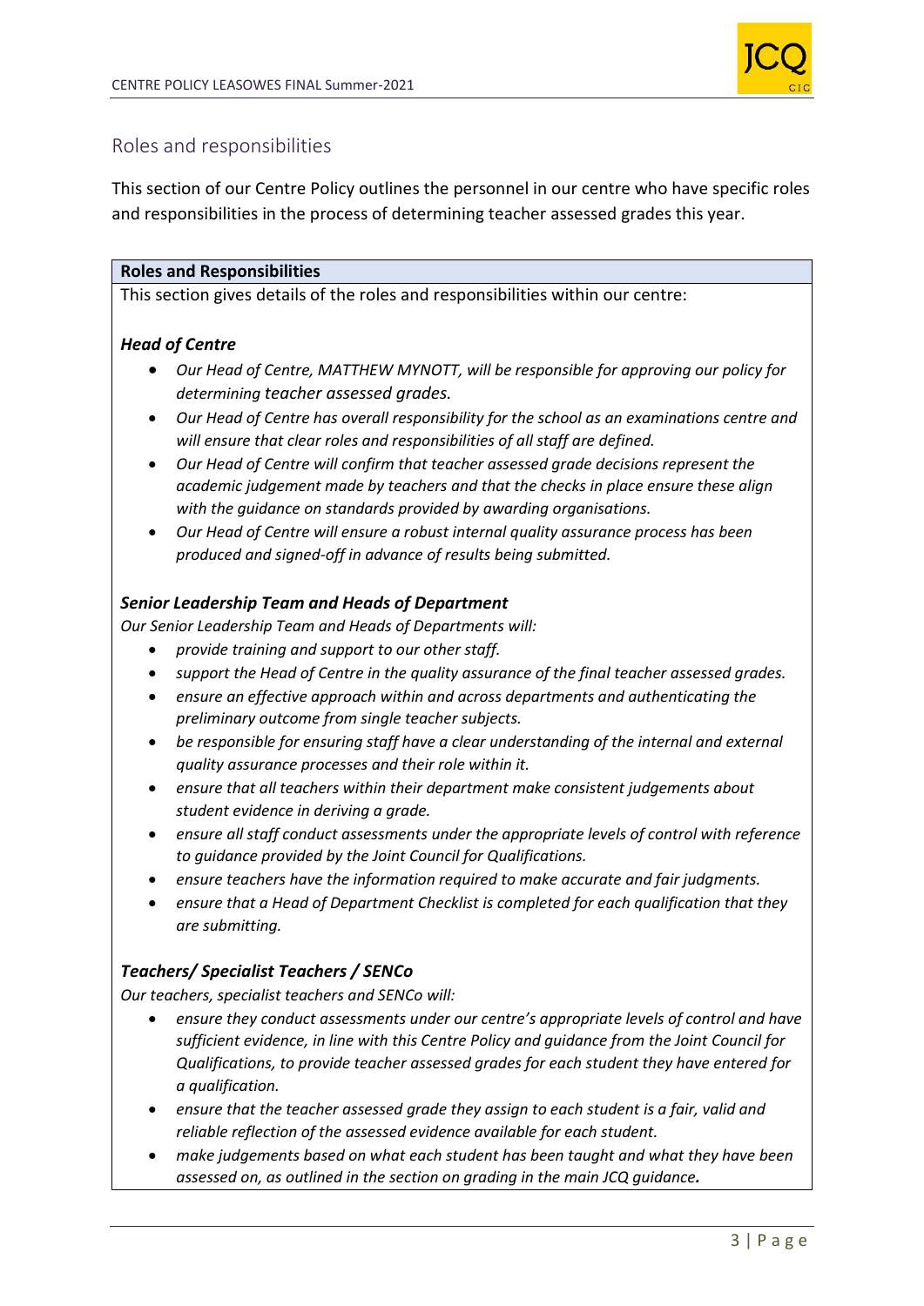## Roles and responsibilities

This section of our Centre Policy outlines the personnel in our centre who have specific roles and responsibilities in the process of determining teacher assessed grades this year.

**Roles and Responsibilities**

This section gives details of the roles and responsibilities within our centre:

***Head of Centre***

- *Our Head of Centre, MATTHEW MYNOTT, will be responsible for approving our policy for determining teacher assessed grades.*
- *Our Head of Centre has overall responsibility for the school as an examinations centre and will ensure that clear roles and responsibilities of all staff are defined.*
- *Our Head of Centre will confirm that teacher assessed grade decisions represent the academic judgement made by teachers and that the checks in place ensure these align with the guidance on standards provided by awarding organisations.*
- *Our Head of Centre will ensure a robust internal quality assurance process has been produced and signed-off in advance of results being submitted.*

***Senior Leadership Team and Heads of Department***

*Our Senior Leadership Team and Heads of Departments will:*

- *provide training and support to our other staff.*
- *support the Head of Centre in the quality assurance of the final teacher assessed grades.*
- *ensure an effective approach within and across departments and authenticating the preliminary outcome from single teacher subjects.*
- *be responsible for ensuring staff have a clear understanding of the internal and external quality assurance processes and their role within it.*
- *ensure that all teachers within their department make consistent judgements about student evidence in deriving a grade.*
- *ensure all staff conduct assessments under the appropriate levels of control with reference to guidance provided by the Joint Council for Qualifications.*
- *ensure teachers have the information required to make accurate and fair judgments.*
- *ensure that a Head of Department Checklist is completed for each qualification that they are submitting.*

***Teachers/ Specialist Teachers / SENCo***

*Our teachers, specialist teachers and SENCo will:*

- *ensure they conduct assessments under our centre's appropriate levels of control and have sufficient evidence, in line with this Centre Policy and guidance from the Joint Council for Qualifications, to provide teacher assessed grades for each student they have entered for a qualification.*
- *ensure that the teacher assessed grade they assign to each student is a fair, valid and reliable reflection of the assessed evidence available for each student.*
- *make judgements based on what each student has been taught and what they have been assessed on, as outlined in the section on grading in the main JCQ guidance.*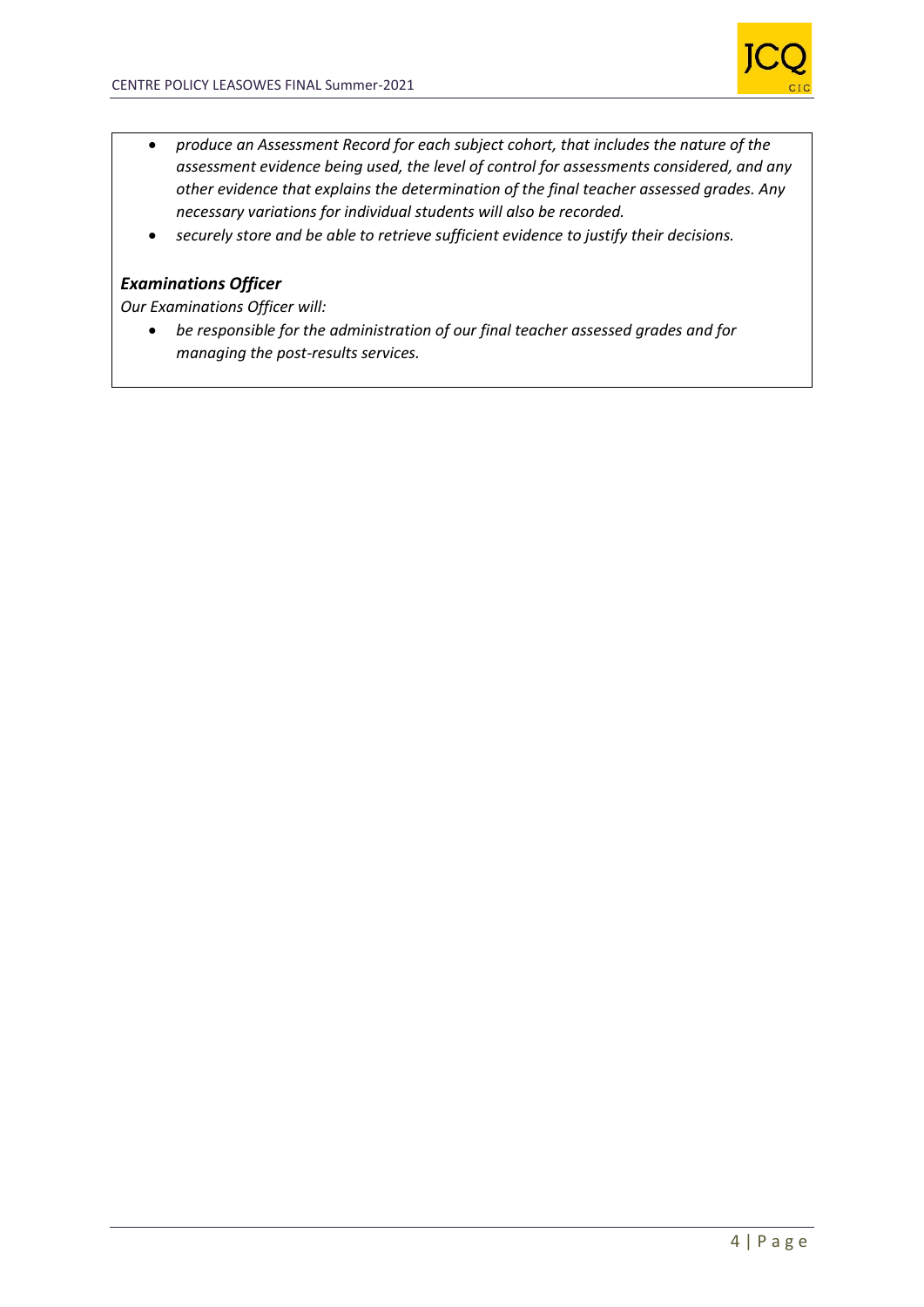- *produce an Assessment Record for each subject cohort, that includes the nature of the assessment evidence being used, the level of control for assessments considered, and any other evidence that explains the determination of the final teacher assessed grades. Any necessary variations for individual students will also be recorded.*
- *securely store and be able to retrieve sufficient evidence to justify their decisions.*

### ***Examinations Officer***

*Our Examinations Officer will:*

- *be responsible for the administration of our final teacher assessed grades and for managing the post-results services.*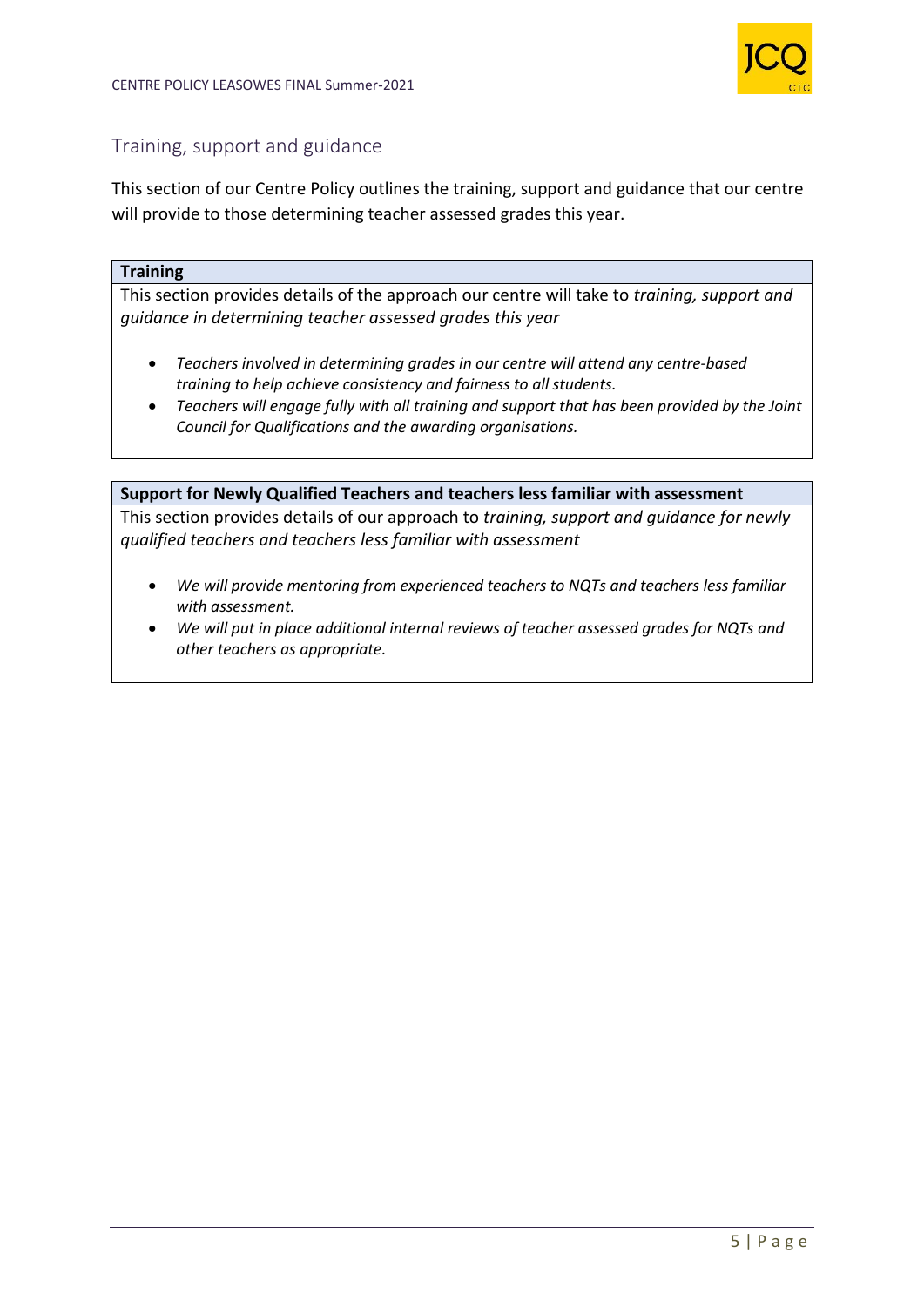## Training, support and guidance

This section of our Centre Policy outlines the training, support and guidance that our centre will provide to those determining teacher assessed grades this year.

**Training**

This section provides details of the approach our centre will take to *training, support and guidance in determining teacher assessed grades this year*

- *Teachers involved in determining grades in our centre will attend any centre-based training to help achieve consistency and fairness to all students.*
- *Teachers will engage fully with all training and support that has been provided by the Joint Council for Qualifications and the awarding organisations.*

**Support for Newly Qualified Teachers and teachers less familiar with assessment**

This section provides details of our approach to *training, support and guidance for newly qualified teachers and teachers less familiar with assessment*

- *We will provide mentoring from experienced teachers to NQTs and teachers less familiar with assessment.*
- *We will put in place additional internal reviews of teacher assessed grades for NQTs and other teachers as appropriate.*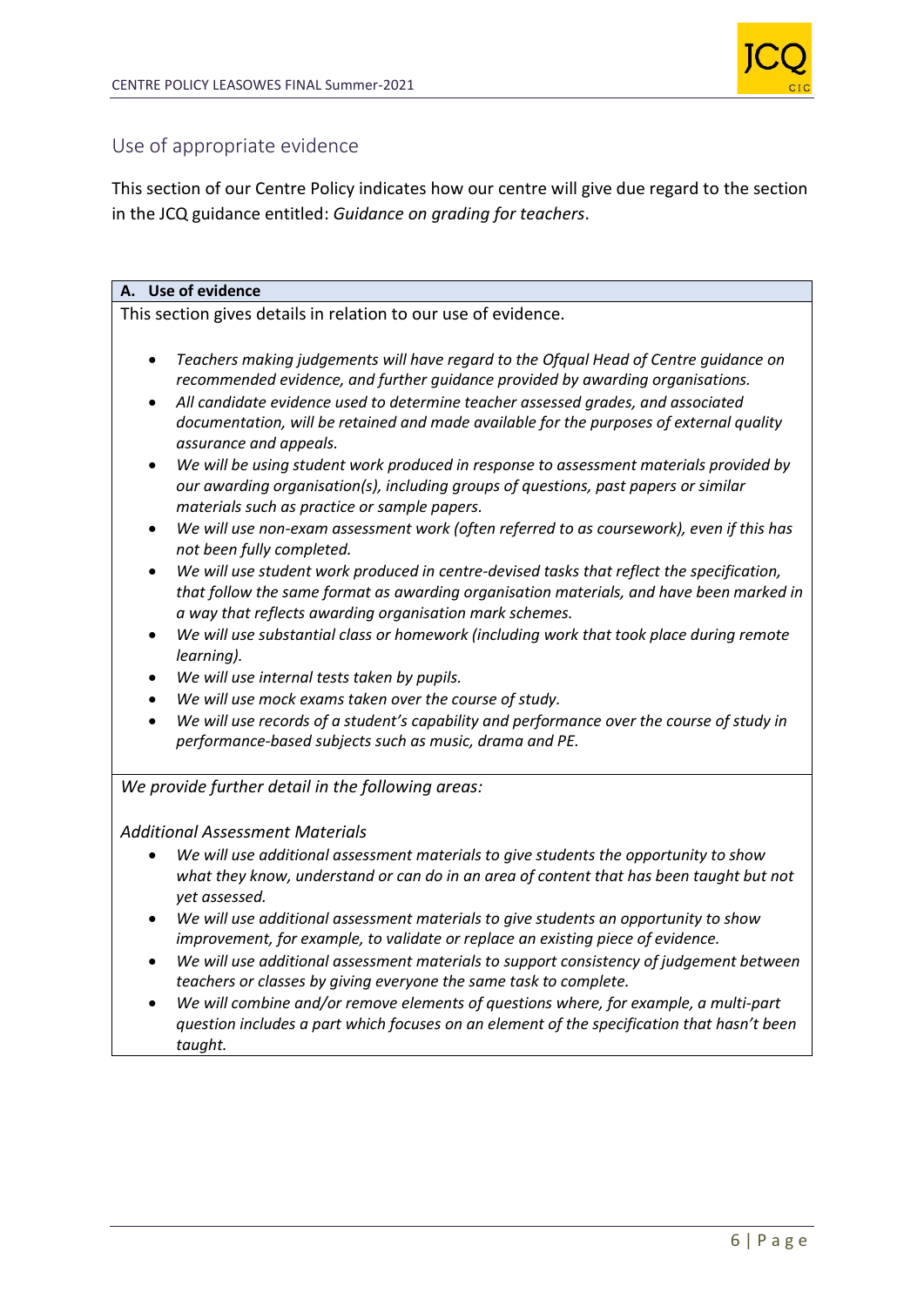## Use of appropriate evidence

This section of our Centre Policy indicates how our centre will give due regard to the section in the JCQ guidance entitled: *Guidance on grading for teachers*.

**A. Use of evidence**

This section gives details in relation to our use of evidence.

- *Teachers making judgements will have regard to the Ofqual Head of Centre guidance on recommended evidence, and further guidance provided by awarding organisations.*
- *All candidate evidence used to determine teacher assessed grades, and associated documentation, will be retained and made available for the purposes of external quality assurance and appeals.*
- *We will be using student work produced in response to assessment materials provided by our awarding organisation(s), including groups of questions, past papers or similar materials such as practice or sample papers.*
- *We will use non-exam assessment work (often referred to as coursework), even if this has not been fully completed.*
- *We will use student work produced in centre-devised tasks that reflect the specification, that follow the same format as awarding organisation materials, and have been marked in a way that reflects awarding organisation mark schemes.*
- *We will use substantial class or homework (including work that took place during remote learning).*
- *We will use internal tests taken by pupils.*
- *We will use mock exams taken over the course of study.*
- *We will use records of a student's capability and performance over the course of study in performance-based subjects such as music, drama and PE.*

*We provide further detail in the following areas:*

*Additional Assessment Materials*

- *We will use additional assessment materials to give students the opportunity to show what they know, understand or can do in an area of content that has been taught but not yet assessed.*
- *We will use additional assessment materials to give students an opportunity to show improvement, for example, to validate or replace an existing piece of evidence.*
- *We will use additional assessment materials to support consistency of judgement between teachers or classes by giving everyone the same task to complete.*
- *We will combine and/or remove elements of questions where, for example, a multi-part question includes a part which focuses on an element of the specification that hasn't been taught.*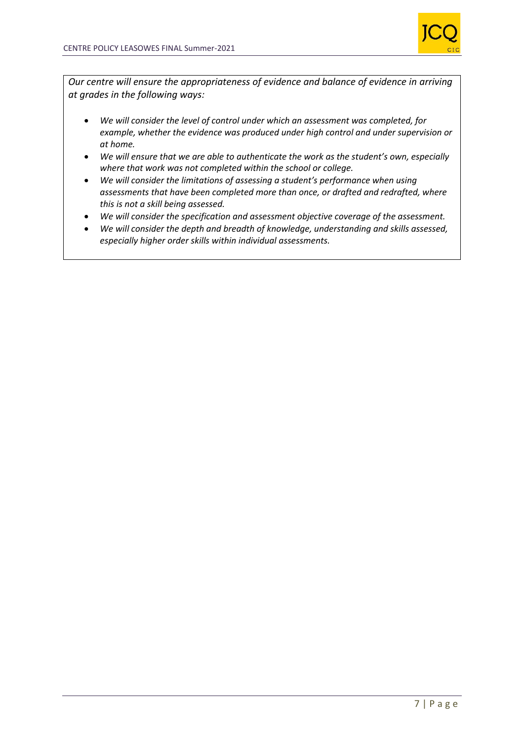*Our centre will ensure the appropriateness of evidence and balance of evidence in arriving at grades in the following ways:*

- *We will consider the level of control under which an assessment was completed, for example, whether the evidence was produced under high control and under supervision or at home.*
- *We will ensure that we are able to authenticate the work as the student's own, especially where that work was not completed within the school or college.*
- *We will consider the limitations of assessing a student's performance when using assessments that have been completed more than once, or drafted and redrafted, where this is not a skill being assessed.*
- *We will consider the specification and assessment objective coverage of the assessment.*
- *We will consider the depth and breadth of knowledge, understanding and skills assessed, especially higher order skills within individual assessments.*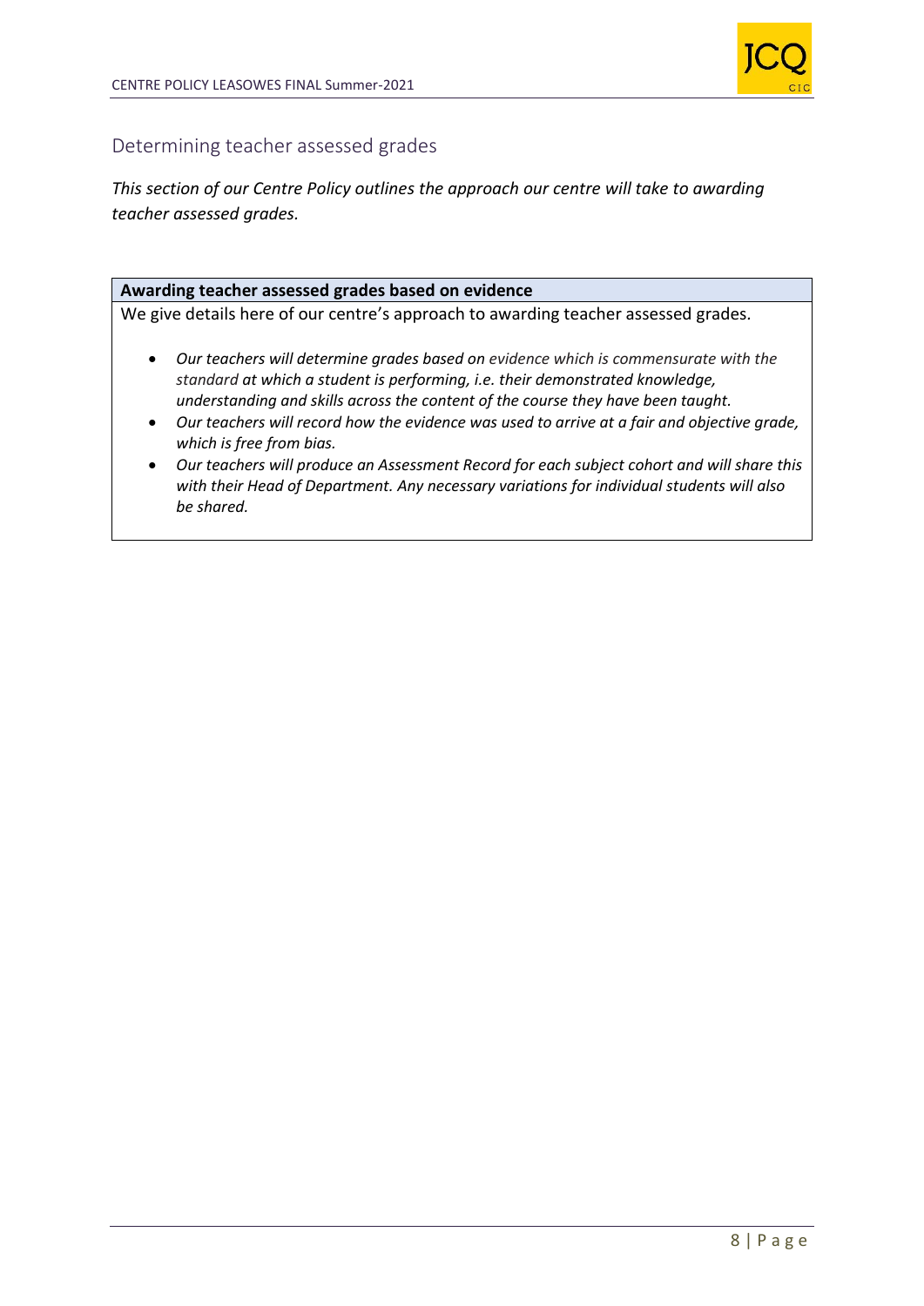## Determining teacher assessed grades

*This section of our Centre Policy outlines the approach our centre will take to awarding teacher assessed grades.*

| **Awarding teacher assessed grades based on evidence** |
| --- |
| We give details here of our centre's approach to awarding teacher assessed grades.<br><br>• *Our teachers will determine grades based on evidence which is commensurate with the standard at which a student is performing, i.e. their demonstrated knowledge, understanding and skills across the content of the course they have been taught.*<br>• *Our teachers will record how the evidence was used to arrive at a fair and objective grade, which is free from bias.*<br>• *Our teachers will produce an Assessment Record for each subject cohort and will share this with their Head of Department. Any necessary variations for individual students will also be shared.* |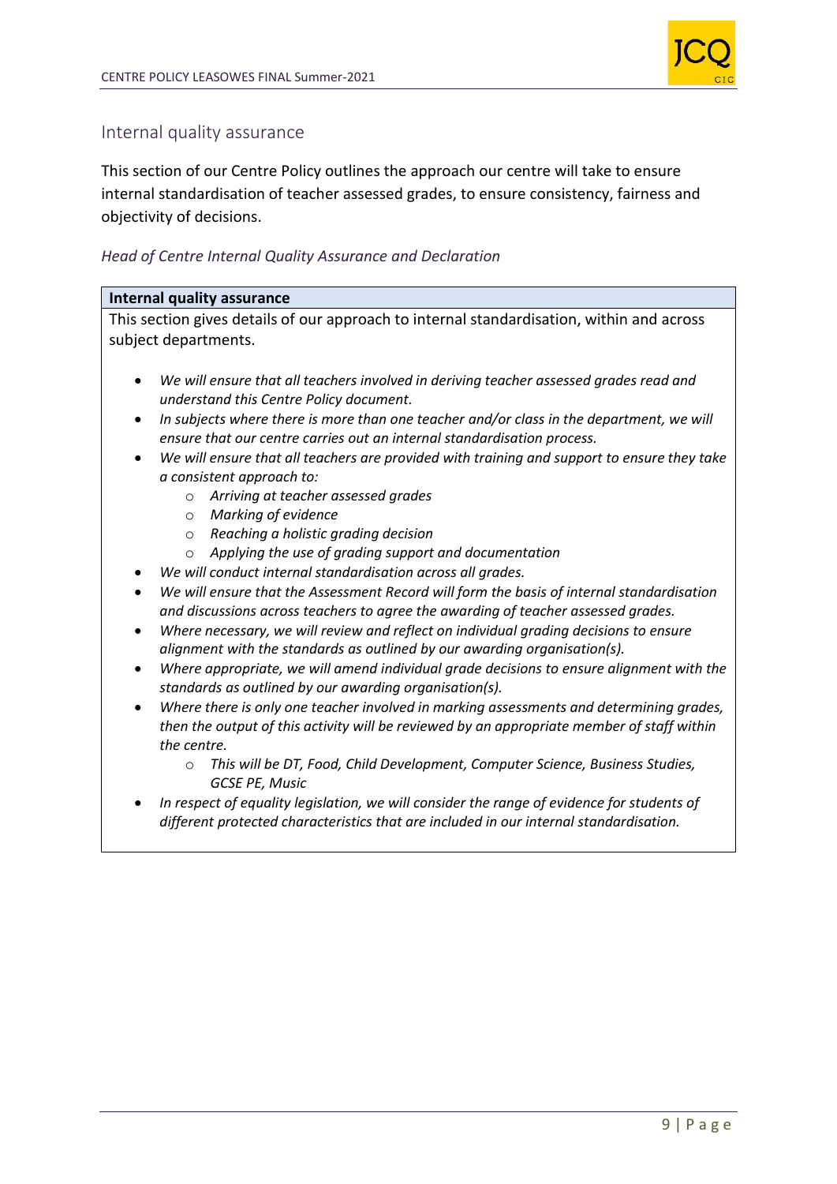## Internal quality assurance

This section of our Centre Policy outlines the approach our centre will take to ensure internal standardisation of teacher assessed grades, to ensure consistency, fairness and objectivity of decisions.

### *Head of Centre Internal Quality Assurance and Declaration*

**Internal quality assurance**

This section gives details of our approach to internal standardisation, within and across subject departments.

- *We will ensure that all teachers involved in deriving teacher assessed grades read and understand this Centre Policy document.*
- *In subjects where there is more than one teacher and/or class in the department, we will ensure that our centre carries out an internal standardisation process.*
- *We will ensure that all teachers are provided with training and support to ensure they take a consistent approach to:*
    - *Arriving at teacher assessed grades*
    - *Marking of evidence*
    - *Reaching a holistic grading decision*
    - *Applying the use of grading support and documentation*
- *We will conduct internal standardisation across all grades.*
- *We will ensure that the Assessment Record will form the basis of internal standardisation and discussions across teachers to agree the awarding of teacher assessed grades.*
- *Where necessary, we will review and reflect on individual grading decisions to ensure alignment with the standards as outlined by our awarding organisation(s).*
- *Where appropriate, we will amend individual grade decisions to ensure alignment with the standards as outlined by our awarding organisation(s).*
- *Where there is only one teacher involved in marking assessments and determining grades, then the output of this activity will be reviewed by an appropriate member of staff within the centre.*
    - *This will be DT, Food, Child Development, Computer Science, Business Studies, GCSE PE, Music*
- *In respect of equality legislation, we will consider the range of evidence for students of different protected characteristics that are included in our internal standardisation.*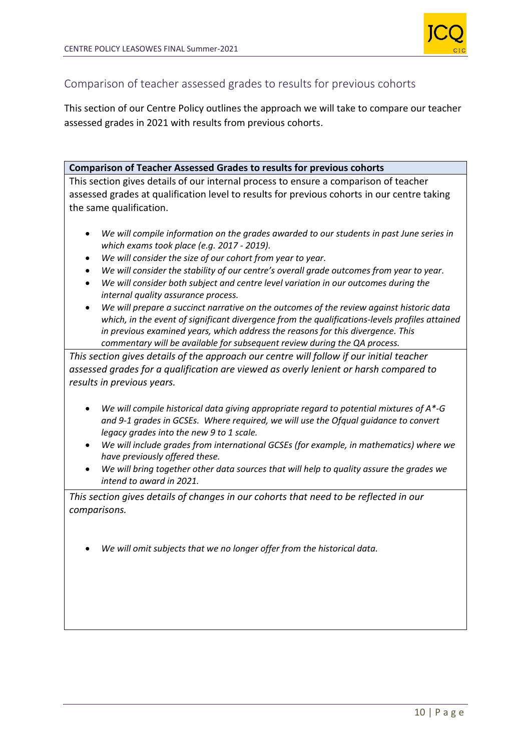## Comparison of teacher assessed grades to results for previous cohorts

This section of our Centre Policy outlines the approach we will take to compare our teacher assessed grades in 2021 with results from previous cohorts.

| **Comparison of Teacher Assessed Grades to results for previous cohorts** |
|---|
| This section gives details of our internal process to ensure a comparison of teacher assessed grades at qualification level to results for previous cohorts in our centre taking the same qualification.<br><br>• *We will compile information on the grades awarded to our students in past June series in which exams took place (e.g. 2017 - 2019).*<br>• *We will consider the size of our cohort from year to year.*<br>• *We will consider the stability of our centre's overall grade outcomes from year to year.*<br>• *We will consider both subject and centre level variation in our outcomes during the internal quality assurance process.*<br>• *We will prepare a succinct narrative on the outcomes of the review against historic data which, in the event of significant divergence from the qualifications-levels profiles attained in previous examined years, which address the reasons for this divergence. This commentary will be available for subsequent review during the QA process.* |
| *This section gives details of the approach our centre will follow if our initial teacher assessed grades for a qualification are viewed as overly lenient or harsh compared to results in previous years.*<br><br>• *We will compile historical data giving appropriate regard to potential mixtures of A*-G and 9-1 grades in GCSEs. Where required, we will use the Ofqual guidance to convert legacy grades into the new 9 to 1 scale.*<br>• *We will include grades from international GCSEs (for example, in mathematics) where we have previously offered these.*<br>• *We will bring together other data sources that will help to quality assure the grades we intend to award in 2021.* |
| *This section gives details of changes in our cohorts that need to be reflected in our comparisons.*<br><br>• *We will omit subjects that we no longer offer from the historical data.* |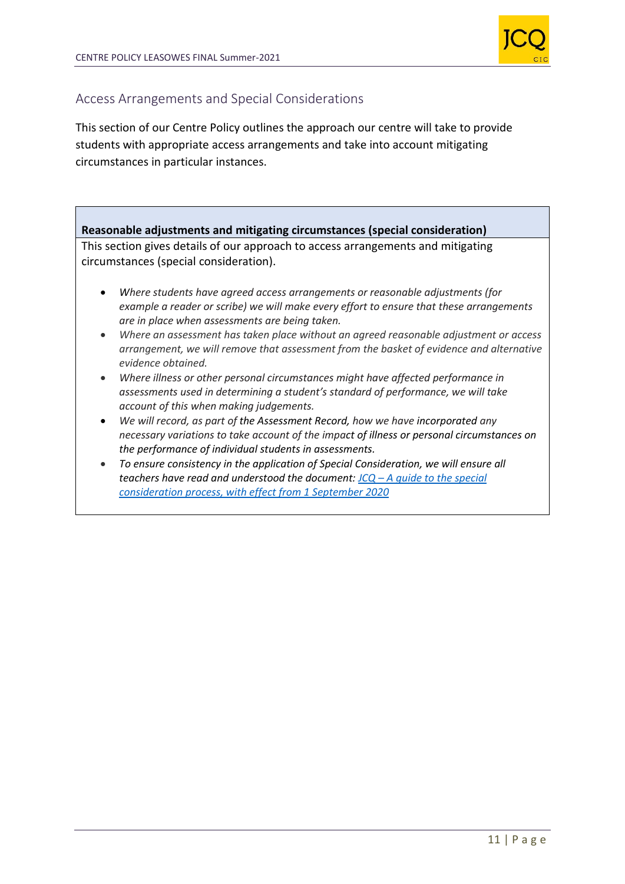## Access Arrangements and Special Considerations

This section of our Centre Policy outlines the approach our centre will take to provide students with appropriate access arrangements and take into account mitigating circumstances in particular instances.

**Reasonable adjustments and mitigating circumstances (special consideration)**

This section gives details of our approach to access arrangements and mitigating circumstances (special consideration).

- *Where students have agreed access arrangements or reasonable adjustments (for example a reader or scribe) we will make every effort to ensure that these arrangements are in place when assessments are being taken.*
- *Where an assessment has taken place without an agreed reasonable adjustment or access arrangement, we will remove that assessment from the basket of evidence and alternative evidence obtained.*
- *Where illness or other personal circumstances might have affected performance in assessments used in determining a student's standard of performance, we will take account of this when making judgements.*
- *We will record, as part of the Assessment Record, how we have incorporated any necessary variations to take account of the impact of illness or personal circumstances on the performance of individual students in assessments.*
- *To ensure consistency in the application of Special Consideration, we will ensure all teachers have read and understood the document: JCQ – A guide to the special consideration process, with effect from 1 September 2020*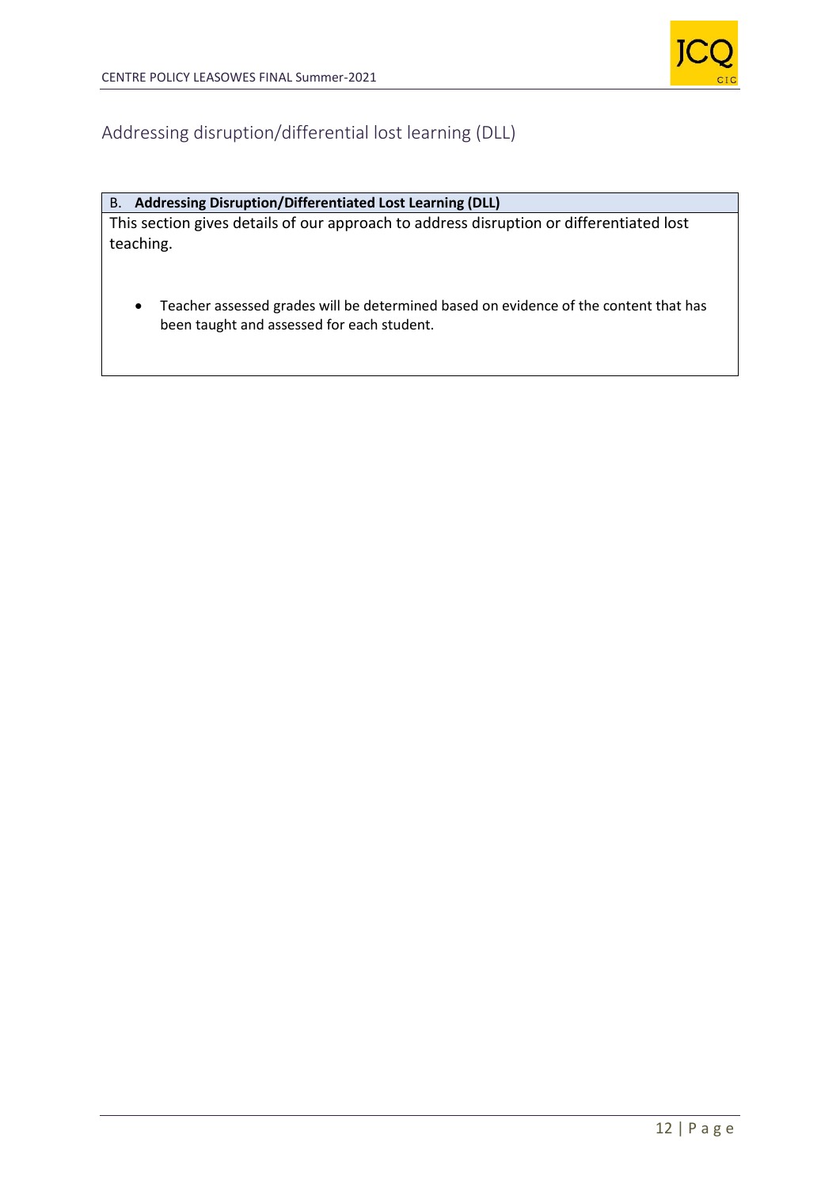## Addressing disruption/differential lost learning (DLL)

| B. **Addressing Disruption/Differentiated Lost Learning (DLL)** |
|---|
| This section gives details of our approach to address disruption or differentiated lost teaching.<br><br>• Teacher assessed grades will be determined based on evidence of the content that has been taught and assessed for each student. |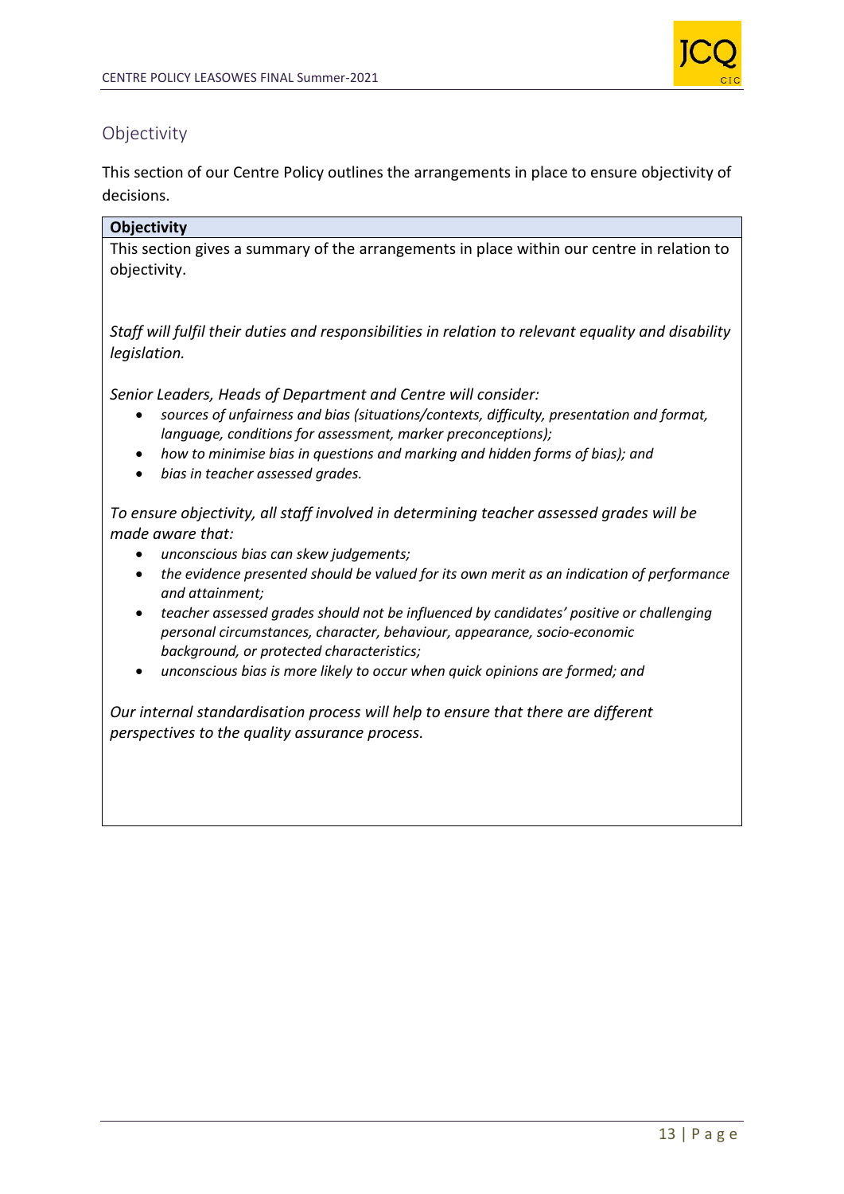## Objectivity

This section of our Centre Policy outlines the arrangements in place to ensure objectivity of decisions.

**Objectivity**

This section gives a summary of the arrangements in place within our centre in relation to objectivity.

*Staff will fulfil their duties and responsibilities in relation to relevant equality and disability legislation.*

*Senior Leaders, Heads of Department and Centre will consider:*

- *sources of unfairness and bias (situations/contexts, difficulty, presentation and format, language, conditions for assessment, marker preconceptions);*
- *how to minimise bias in questions and marking and hidden forms of bias); and*
- *bias in teacher assessed grades.*

*To ensure objectivity, all staff involved in determining teacher assessed grades will be made aware that:*

- *unconscious bias can skew judgements;*
- *the evidence presented should be valued for its own merit as an indication of performance and attainment;*
- *teacher assessed grades should not be influenced by candidates' positive or challenging personal circumstances, character, behaviour, appearance, socio-economic background, or protected characteristics;*
- *unconscious bias is more likely to occur when quick opinions are formed; and*

*Our internal standardisation process will help to ensure that there are different perspectives to the quality assurance process.*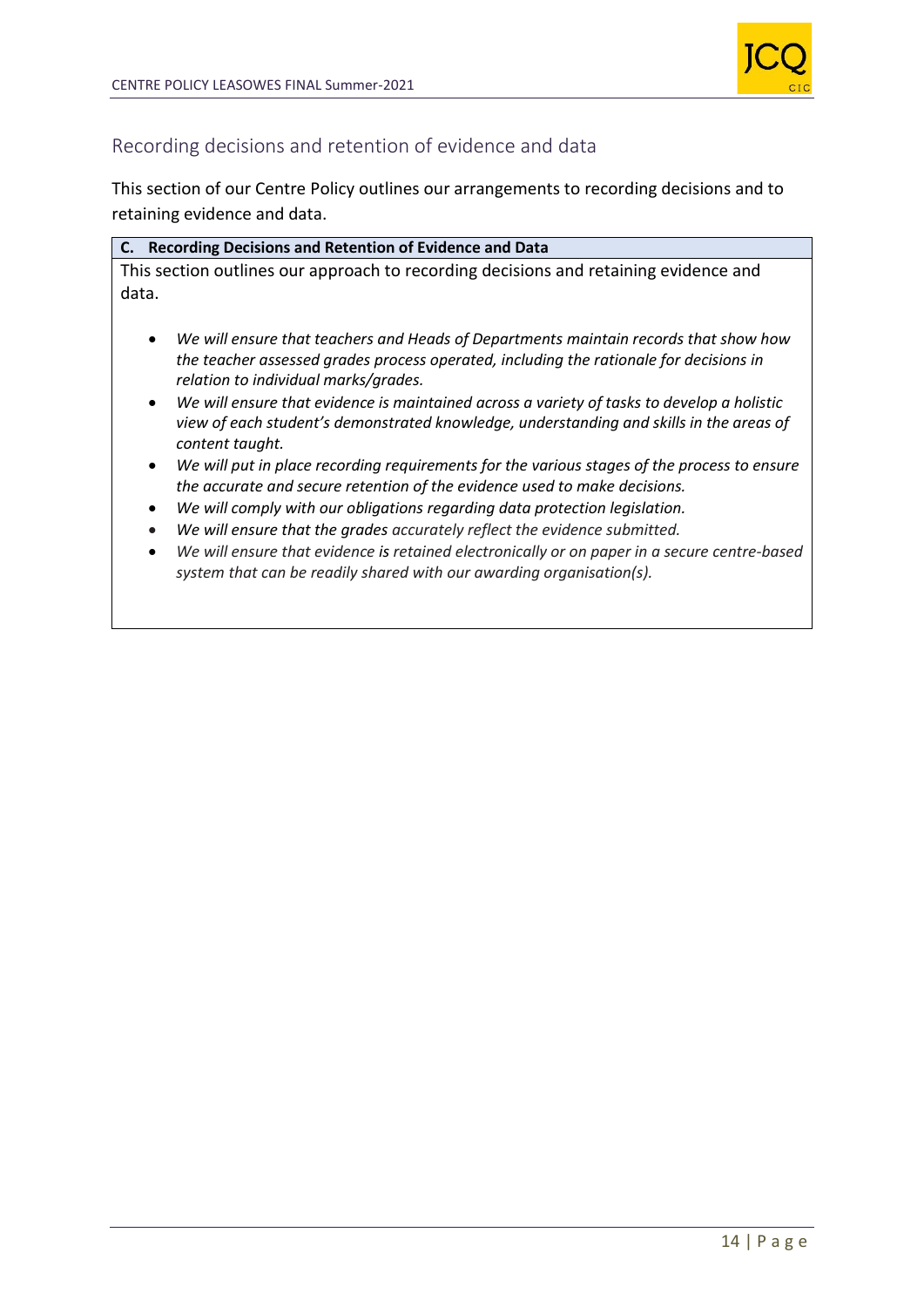## Recording decisions and retention of evidence and data

This section of our Centre Policy outlines our arrangements to recording decisions and to retaining evidence and data.

**C. Recording Decisions and Retention of Evidence and Data**

This section outlines our approach to recording decisions and retaining evidence and data.

- *We will ensure that teachers and Heads of Departments maintain records that show how the teacher assessed grades process operated, including the rationale for decisions in relation to individual marks/grades.*
- *We will ensure that evidence is maintained across a variety of tasks to develop a holistic view of each student's demonstrated knowledge, understanding and skills in the areas of content taught.*
- *We will put in place recording requirements for the various stages of the process to ensure the accurate and secure retention of the evidence used to make decisions.*
- *We will comply with our obligations regarding data protection legislation.*
- *We will ensure that the grades accurately reflect the evidence submitted.*
- *We will ensure that evidence is retained electronically or on paper in a secure centre-based system that can be readily shared with our awarding organisation(s).*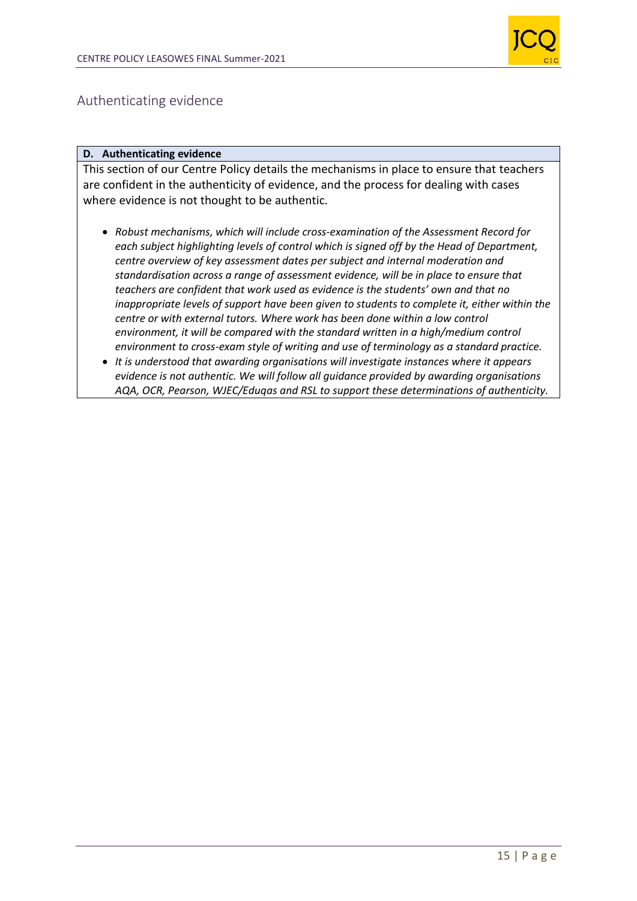## Authenticating evidence

**D. Authenticating evidence**

This section of our Centre Policy details the mechanisms in place to ensure that teachers are confident in the authenticity of evidence, and the process for dealing with cases where evidence is not thought to be authentic.

- *Robust mechanisms, which will include cross-examination of the Assessment Record for each subject highlighting levels of control which is signed off by the Head of Department, centre overview of key assessment dates per subject and internal moderation and standardisation across a range of assessment evidence, will be in place to ensure that teachers are confident that work used as evidence is the students' own and that no inappropriate levels of support have been given to students to complete it, either within the centre or with external tutors. Where work has been done within a low control environment, it will be compared with the standard written in a high/medium control environment to cross-exam style of writing and use of terminology as a standard practice.*
- *It is understood that awarding organisations will investigate instances where it appears evidence is not authentic. We will follow all guidance provided by awarding organisations AQA, OCR, Pearson, WJEC/Eduqas and RSL to support these determinations of authenticity.*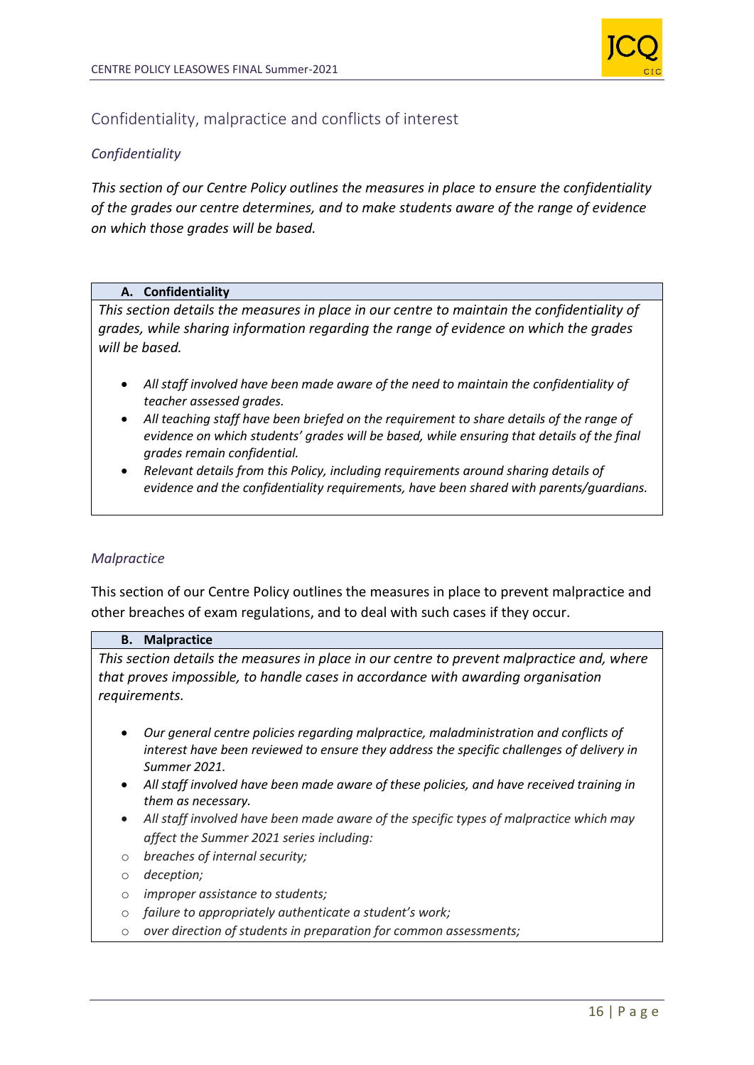## Confidentiality, malpractice and conflicts of interest

### *Confidentiality*

*This section of our Centre Policy outlines the measures in place to ensure the confidentiality of the grades our centre determines, and to make students aware of the range of evidence on which those grades will be based.*

| **A. Confidentiality** |
|---|
| *This section details the measures in place in our centre to maintain the confidentiality of grades, while sharing information regarding the range of evidence on which the grades will be based.*<br><br>• *All staff involved have been made aware of the need to maintain the confidentiality of teacher assessed grades.*<br>• *All teaching staff have been briefed on the requirement to share details of the range of evidence on which students' grades will be based, while ensuring that details of the final grades remain confidential.*<br>• *Relevant details from this Policy, including requirements around sharing details of evidence and the confidentiality requirements, have been shared with parents/guardians.* |

### *Malpractice*

This section of our Centre Policy outlines the measures in place to prevent malpractice and other breaches of exam regulations, and to deal with such cases if they occur.

| **B. Malpractice** |
|---|
| *This section details the measures in place in our centre to prevent malpractice and, where that proves impossible, to handle cases in accordance with awarding organisation requirements.*<br><br>• *Our general centre policies regarding malpractice, maladministration and conflicts of interest have been reviewed to ensure they address the specific challenges of delivery in Summer 2021.*<br>• *All staff involved have been made aware of these policies, and have received training in them as necessary.*<br>• *All staff involved have been made aware of the specific types of malpractice which may affect the Summer 2021 series including:*<br>  ○ *breaches of internal security;*<br>  ○ *deception;*<br>  ○ *improper assistance to students;*<br>  ○ *failure to appropriately authenticate a student's work;*<br>  ○ *over direction of students in preparation for common assessments;* |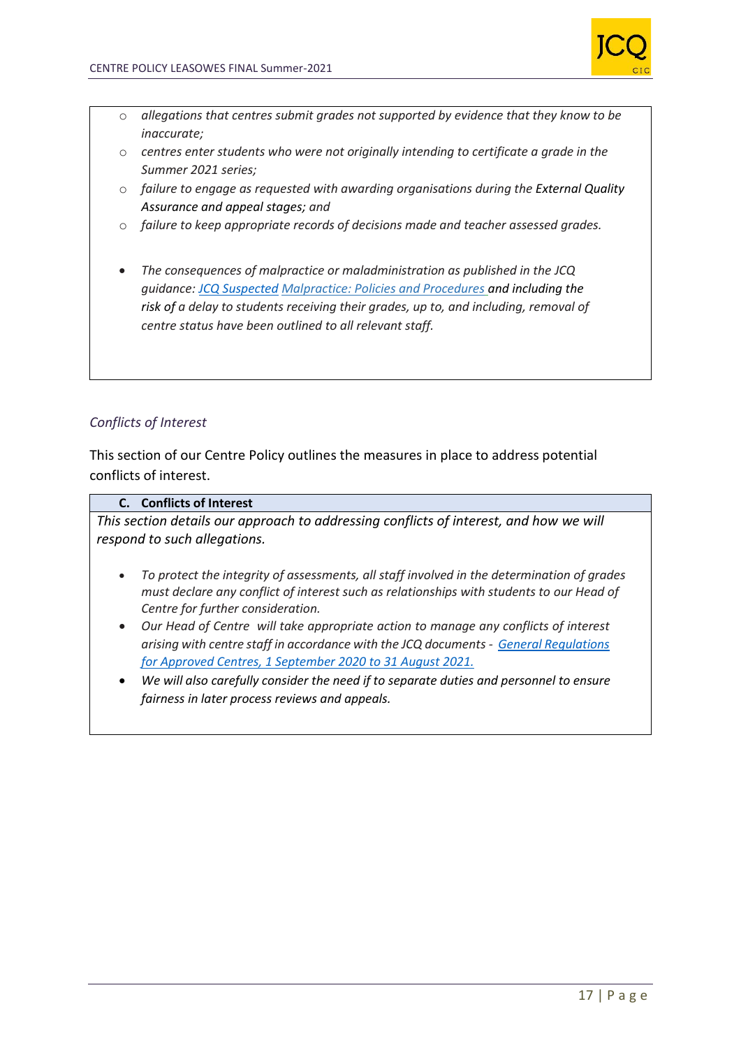- *allegations that centres submit grades not supported by evidence that they know to be inaccurate;*
- *centres enter students who were not originally intending to certificate a grade in the Summer 2021 series;*
- *failure to engage as requested with awarding organisations during the External Quality Assurance and appeal stages; and*
- *failure to keep appropriate records of decisions made and teacher assessed grades.*

- *The consequences of malpractice or maladministration as published in the JCQ guidance: JCQ Suspected Malpractice: Policies and Procedures and including the risk of a delay to students receiving their grades, up to, and including, removal of centre status have been outlined to all relevant staff.*

*Conflicts of Interest*

This section of our Centre Policy outlines the measures in place to address potential conflicts of interest.

**C. Conflicts of Interest**

*This section details our approach to addressing conflicts of interest, and how we will respond to such allegations.*

- *To protect the integrity of assessments, all staff involved in the determination of grades must declare any conflict of interest such as relationships with students to our Head of Centre for further consideration.*
- *Our Head of Centre will take appropriate action to manage any conflicts of interest arising with centre staff in accordance with the JCQ documents - General Regulations for Approved Centres, 1 September 2020 to 31 August 2021.*
- *We will also carefully consider the need if to separate duties and personnel to ensure fairness in later process reviews and appeals.*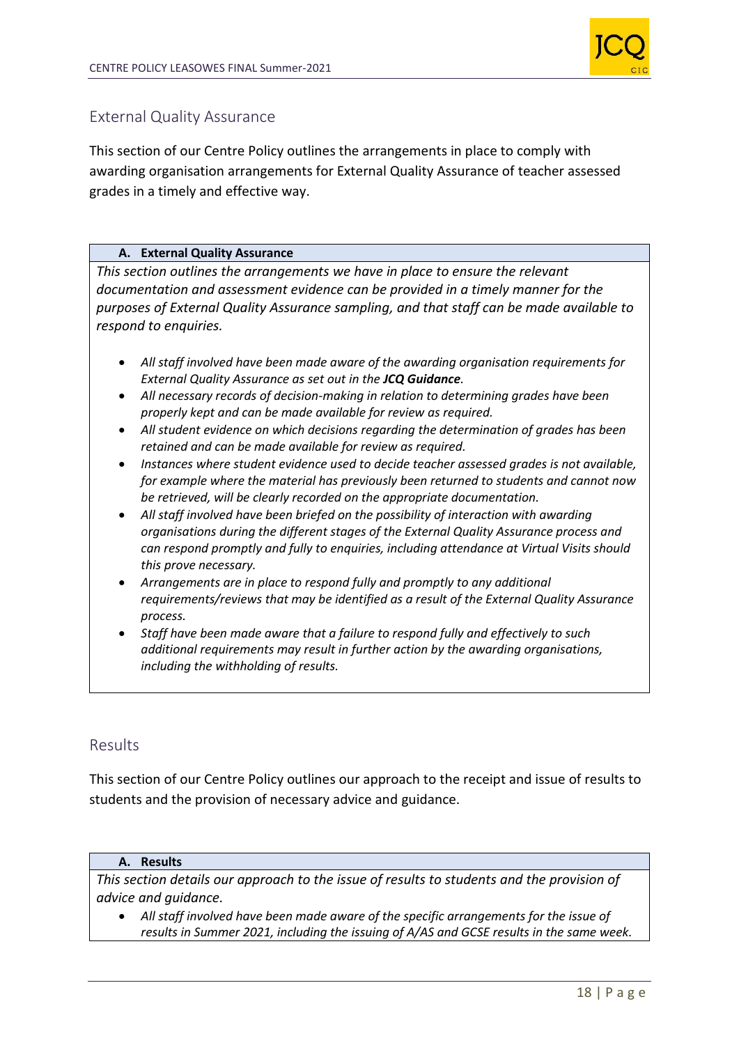## External Quality Assurance

This section of our Centre Policy outlines the arrangements in place to comply with awarding organisation arrangements for External Quality Assurance of teacher assessed grades in a timely and effective way.

### A. External Quality Assurance

*This section outlines the arrangements we have in place to ensure the relevant documentation and assessment evidence can be provided in a timely manner for the purposes of External Quality Assurance sampling, and that staff can be made available to respond to enquiries.*

- *All staff involved have been made aware of the awarding organisation requirements for External Quality Assurance as set out in the* ***JCQ Guidance****.*
- *All necessary records of decision-making in relation to determining grades have been properly kept and can be made available for review as required.*
- *All student evidence on which decisions regarding the determination of grades has been retained and can be made available for review as required.*
- *Instances where student evidence used to decide teacher assessed grades is not available, for example where the material has previously been returned to students and cannot now be retrieved, will be clearly recorded on the appropriate documentation.*
- *All staff involved have been briefed on the possibility of interaction with awarding organisations during the different stages of the External Quality Assurance process and can respond promptly and fully to enquiries, including attendance at Virtual Visits should this prove necessary.*
- *Arrangements are in place to respond fully and promptly to any additional requirements/reviews that may be identified as a result of the External Quality Assurance process.*
- *Staff have been made aware that a failure to respond fully and effectively to such additional requirements may result in further action by the awarding organisations, including the withholding of results.*

## Results

This section of our Centre Policy outlines our approach to the receipt and issue of results to students and the provision of necessary advice and guidance.

### A. Results

*This section details our approach to the issue of results to students and the provision of advice and guidance.*

- *All staff involved have been made aware of the specific arrangements for the issue of results in Summer 2021, including the issuing of A/AS and GCSE results in the same week.*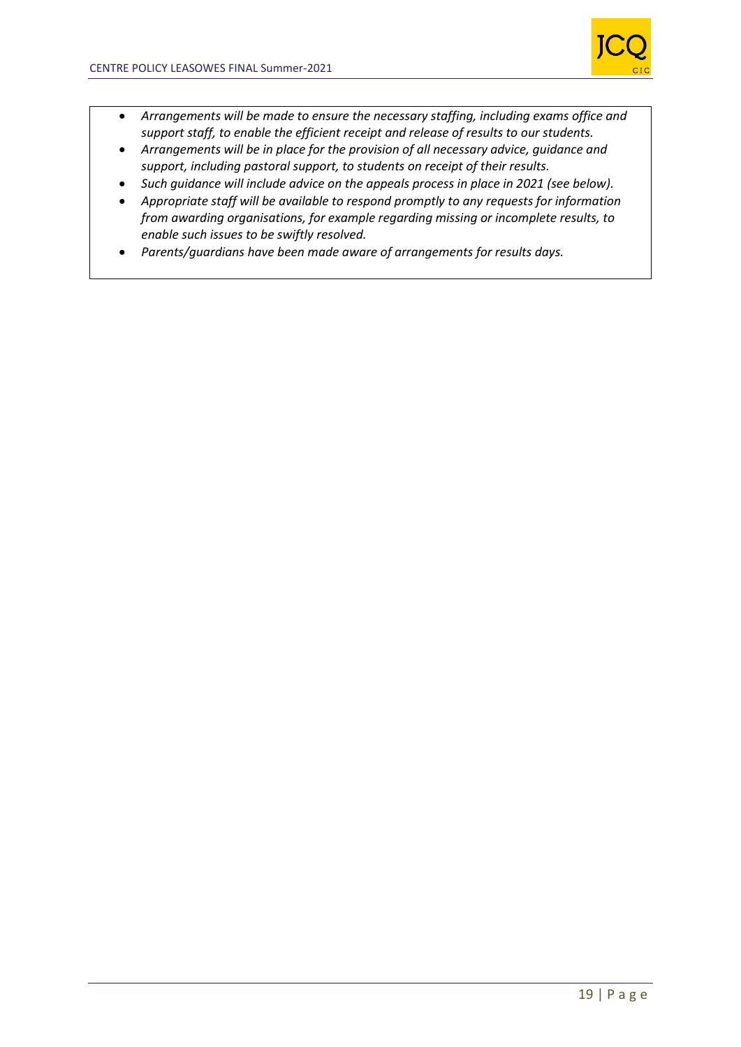- *Arrangements will be made to ensure the necessary staffing, including exams office and support staff, to enable the efficient receipt and release of results to our students.*
- *Arrangements will be in place for the provision of all necessary advice, guidance and support, including pastoral support, to students on receipt of their results.*
- *Such guidance will include advice on the appeals process in place in 2021 (see below).*
- *Appropriate staff will be available to respond promptly to any requests for information from awarding organisations, for example regarding missing or incomplete results, to enable such issues to be swiftly resolved.*
- *Parents/guardians have been made aware of arrangements for results days.*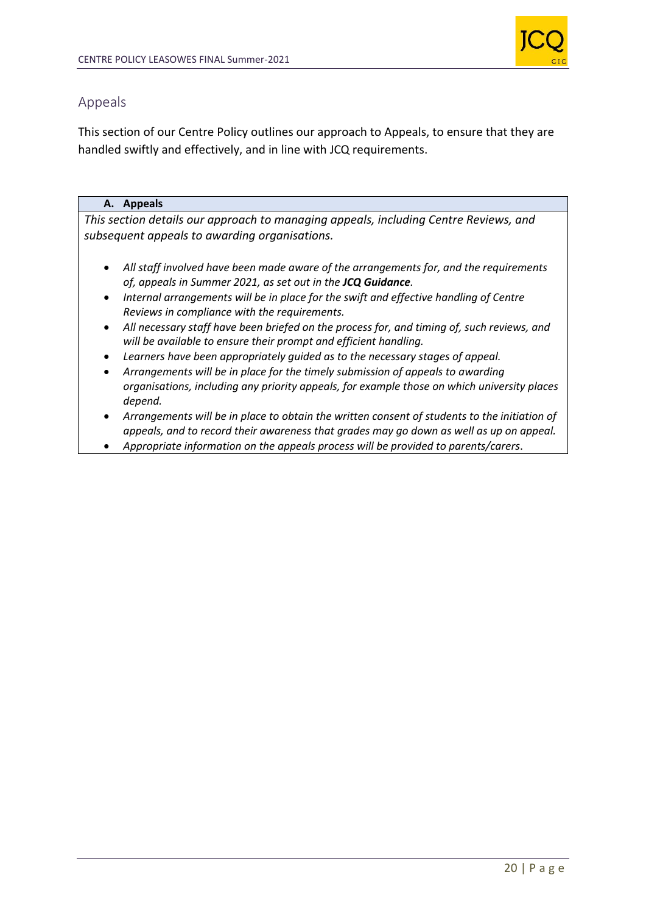## Appeals

This section of our Centre Policy outlines our approach to Appeals, to ensure that they are handled swiftly and effectively, and in line with JCQ requirements.

| A. Appeals |
| --- |
| *This section details our approach to managing appeals, including Centre Reviews, and subsequent appeals to awarding organisations.* <br><br> • *All staff involved have been made aware of the arrangements for, and the requirements of, appeals in Summer 2021, as set out in the **JCQ Guidance**.* <br> • *Internal arrangements will be in place for the swift and effective handling of Centre Reviews in compliance with the requirements.* <br> • *All necessary staff have been briefed on the process for, and timing of, such reviews, and will be available to ensure their prompt and efficient handling.* <br> • *Learners have been appropriately guided as to the necessary stages of appeal.* <br> • *Arrangements will be in place for the timely submission of appeals to awarding organisations, including any priority appeals, for example those on which university places depend.* <br> • *Arrangements will be in place to obtain the written consent of students to the initiation of appeals, and to record their awareness that grades may go down as well as up on appeal.* <br> • *Appropriate information on the appeals process will be provided to parents/carers*. |